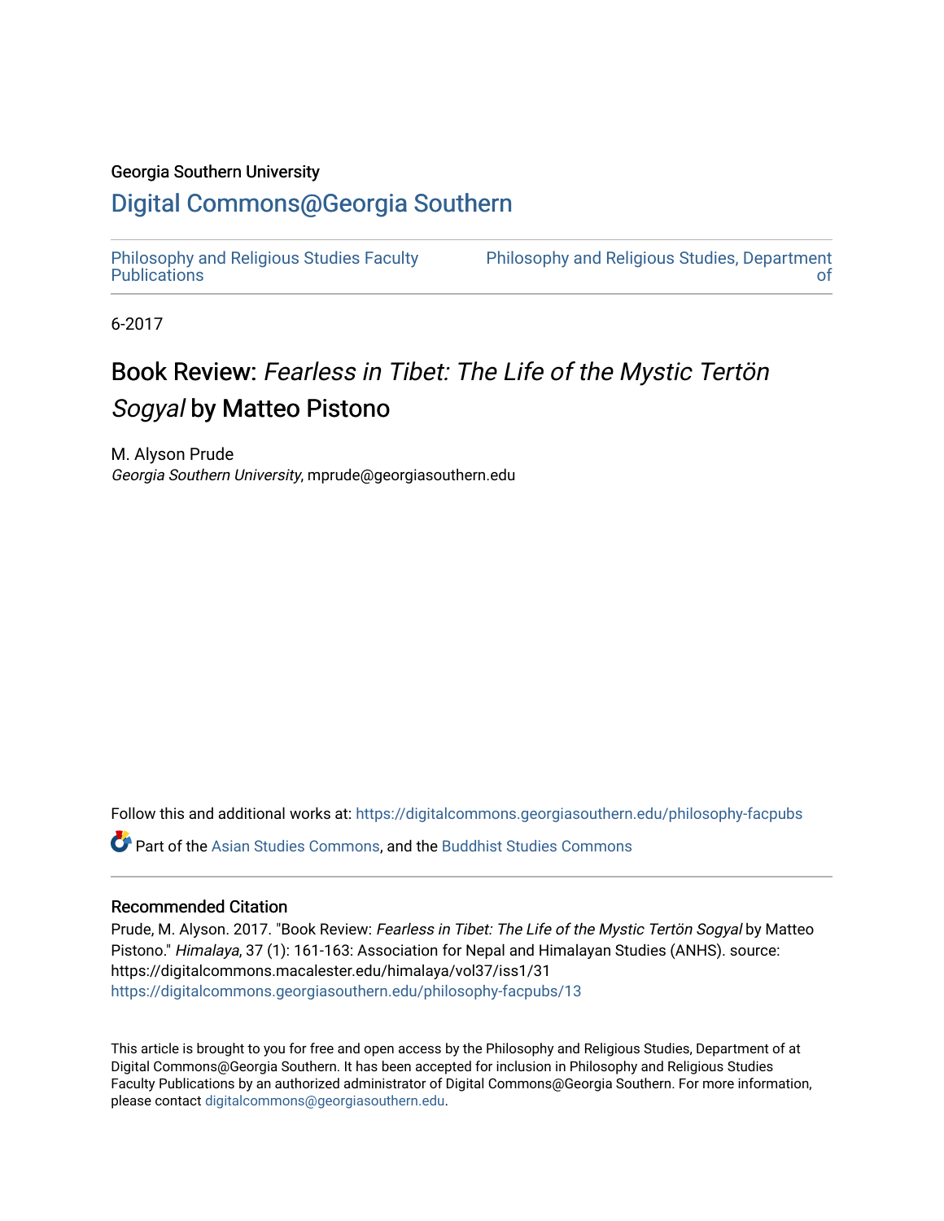Georgia Southern University

# Digital Commons@Georgia Southern

Philosophy and Religious Studies Faculty Publications

Philosophy and Religious Studies, Department of

6-2017

# Book Review: *Fearless in Tibet: The Life of the Mystic Tertön Sogyal* by Matteo Pistono

M. Alyson Prude
*Georgia Southern University*, mprude@georgiasouthern.edu

Follow this and additional works at: https://digitalcommons.georgiasouthern.edu/philosophy-facpubs

Part of the Asian Studies Commons, and the Buddhist Studies Commons

### Recommended Citation

Prude, M. Alyson. 2017. "Book Review: *Fearless in Tibet: The Life of the Mystic Tertön Sogyal* by Matteo Pistono." *Himalaya*, 37 (1): 161-163: Association for Nepal and Himalayan Studies (ANHS). source: https://digitalcommons.macalester.edu/himalaya/vol37/iss1/31
https://digitalcommons.georgiasouthern.edu/philosophy-facpubs/13

This article is brought to you for free and open access by the Philosophy and Religious Studies, Department of at Digital Commons@Georgia Southern. It has been accepted for inclusion in Philosophy and Religious Studies Faculty Publications by an authorized administrator of Digital Commons@Georgia Southern. For more information, please contact digitalcommons@georgiasouthern.edu.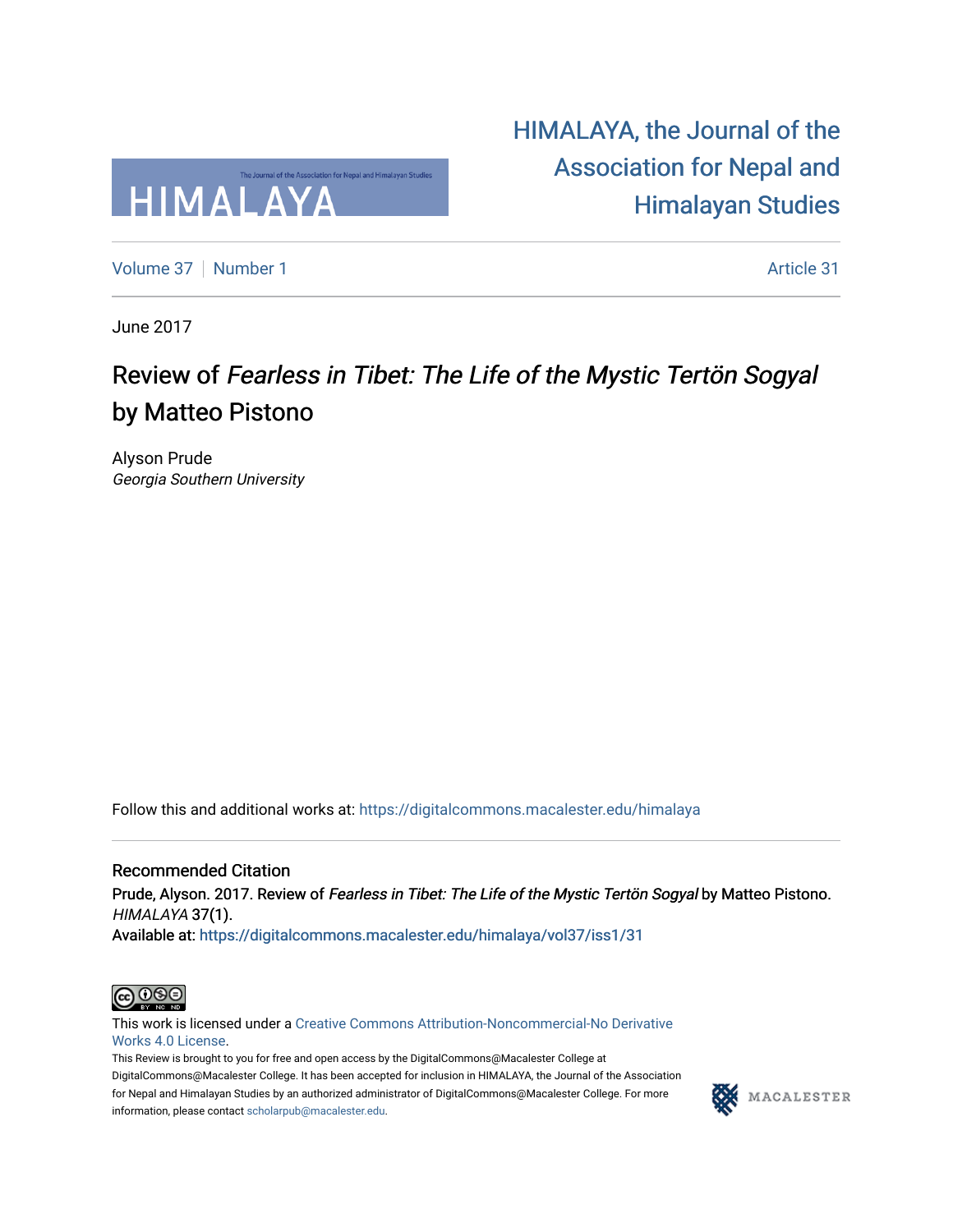[HIMALAYA, the Journal of the Association for Nepal and Himalayan Studies](https://digitalcommons.macalester.edu/himalaya)

Volume 37 | Number 1 — Article 31

June 2017

# Review of *Fearless in Tibet: The Life of the Mystic Tertön Sogyal* by Matteo Pistono

Alyson Prude
*Georgia Southern University*

Follow this and additional works at: https://digitalcommons.macalester.edu/himalaya

## Recommended Citation

Prude, Alyson. 2017. Review of *Fearless in Tibet: The Life of the Mystic Tertön Sogyal* by Matteo Pistono. *HIMALAYA* 37(1).
Available at: https://digitalcommons.macalester.edu/himalaya/vol37/iss1/31

This work is licensed under a Creative Commons Attribution-Noncommercial-No Derivative Works 4.0 License.
This Review is brought to you for free and open access by the DigitalCommons@Macalester College at DigitalCommons@Macalester College. It has been accepted for inclusion in HIMALAYA, the Journal of the Association for Nepal and Himalayan Studies by an authorized administrator of DigitalCommons@Macalester College. For more information, please contact scholarpub@macalester.edu.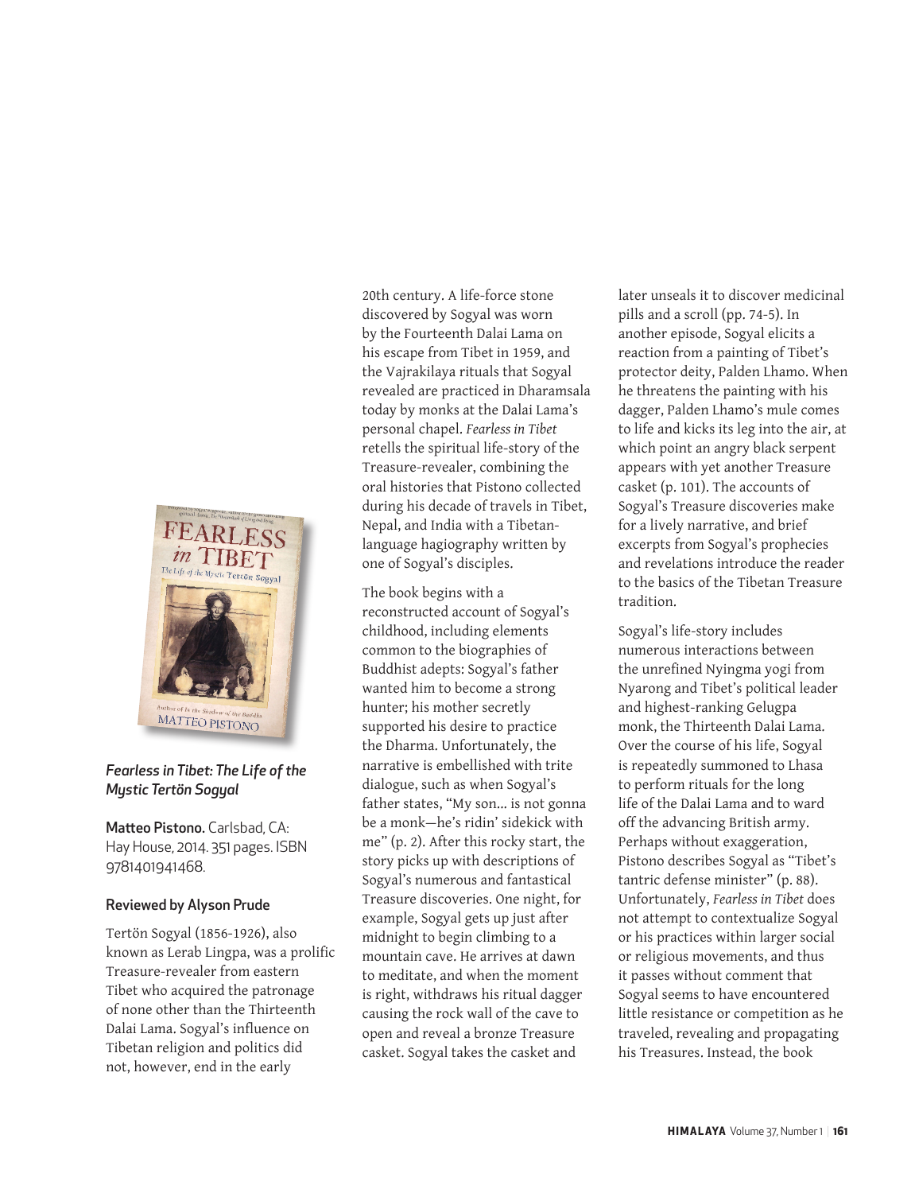*Fearless in Tibet: The Life of the Mystic Tertön Sogyal*

**Matteo Pistono.** Carlsbad, CA: Hay House, 2014. 351 pages. ISBN 9781401941468.

**Reviewed by Alyson Prude**

Tertön Sogyal (1856-1926), also known as Lerab Lingpa, was a prolific Treasure-revealer from eastern Tibet who acquired the patronage of none other than the Thirteenth Dalai Lama. Sogyal's influence on Tibetan religion and politics did not, however, end in the early 20th century. A life-force stone discovered by Sogyal was worn by the Fourteenth Dalai Lama on his escape from Tibet in 1959, and the Vajrakilaya rituals that Sogyal revealed are practiced in Dharamsala today by monks at the Dalai Lama's personal chapel. *Fearless in Tibet* retells the spiritual life-story of the Treasure-revealer, combining the oral histories that Pistono collected during his decade of travels in Tibet, Nepal, and India with a Tibetan-language hagiography written by one of Sogyal's disciples.

The book begins with a reconstructed account of Sogyal's childhood, including elements common to the biographies of Buddhist adepts: Sogyal's father wanted him to become a strong hunter; his mother secretly supported his desire to practice the Dharma. Unfortunately, the narrative is embellished with trite dialogue, such as when Sogyal's father states, "My son… is not gonna be a monk—he's ridin' sidekick with me" (p. 2). After this rocky start, the story picks up with descriptions of Sogyal's numerous and fantastical Treasure discoveries. One night, for example, Sogyal gets up just after midnight to begin climbing to a mountain cave. He arrives at dawn to meditate, and when the moment is right, withdraws his ritual dagger causing the rock wall of the cave to open and reveal a bronze Treasure casket. Sogyal takes the casket and later unseals it to discover medicinal pills and a scroll (pp. 74-5). In another episode, Sogyal elicits a reaction from a painting of Tibet's protector deity, Palden Lhamo. When he threatens the painting with his dagger, Palden Lhamo's mule comes to life and kicks its leg into the air, at which point an angry black serpent appears with yet another Treasure casket (p. 101). The accounts of Sogyal's Treasure discoveries make for a lively narrative, and brief excerpts from Sogyal's prophecies and revelations introduce the reader to the basics of the Tibetan Treasure tradition.

Sogyal's life-story includes numerous interactions between the unrefined Nyingma yogi from Nyarong and Tibet's political leader and highest-ranking Gelugpa monk, the Thirteenth Dalai Lama. Over the course of his life, Sogyal is repeatedly summoned to Lhasa to perform rituals for the long life of the Dalai Lama and to ward off the advancing British army. Perhaps without exaggeration, Pistono describes Sogyal as "Tibet's tantric defense minister" (p. 88). Unfortunately, *Fearless in Tibet* does not attempt to contextualize Sogyal or his practices within larger social or religious movements, and thus it passes without comment that Sogyal seems to have encountered little resistance or competition as he traveled, revealing and propagating his Treasures. Instead, the book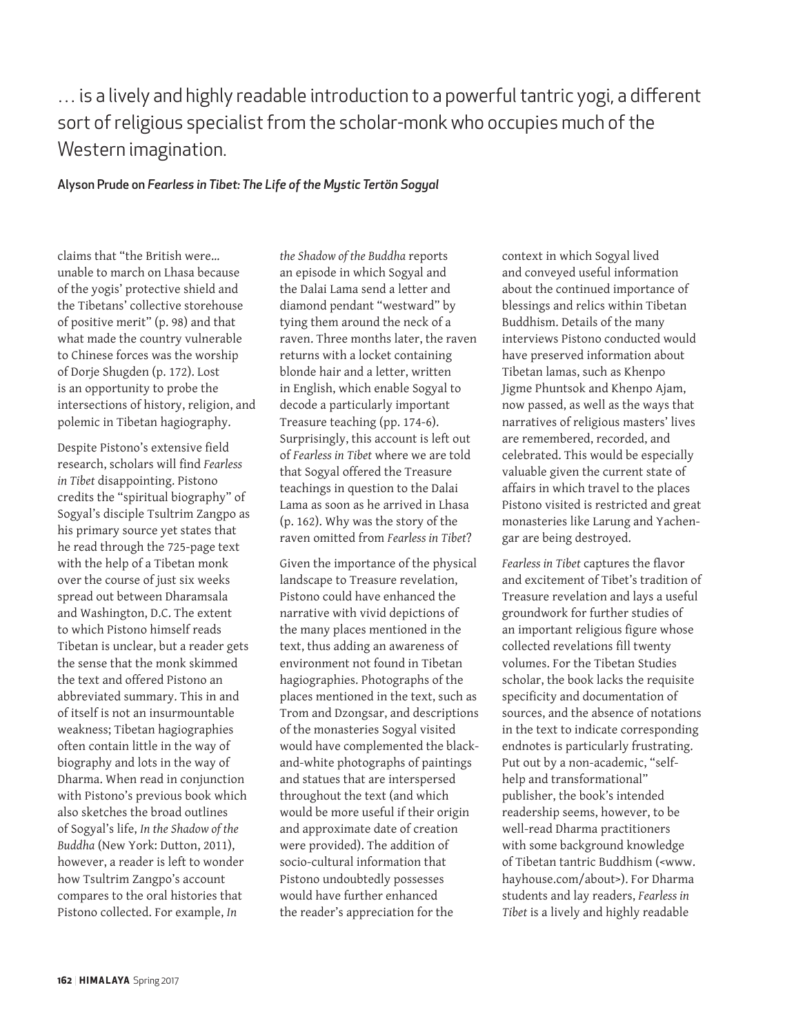… is a lively and highly readable introduction to a powerful tantric yogi, a different sort of religious specialist from the scholar-monk who occupies much of the Western imagination.

**Alyson Prude on *Fearless in Tibet: The Life of the Mystic Tertön Sogyal***

claims that "the British were… unable to march on Lhasa because of the yogis' protective shield and the Tibetans' collective storehouse of positive merit" (p. 98) and that what made the country vulnerable to Chinese forces was the worship of Dorje Shugden (p. 172). Lost is an opportunity to probe the intersections of history, religion, and polemic in Tibetan hagiography.

Despite Pistono's extensive field research, scholars will find *Fearless in Tibet* disappointing. Pistono credits the "spiritual biography" of Sogyal's disciple Tsultrim Zangpo as his primary source yet states that he read through the 725-page text with the help of a Tibetan monk over the course of just six weeks spread out between Dharamsala and Washington, D.C. The extent to which Pistono himself reads Tibetan is unclear, but a reader gets the sense that the monk skimmed the text and offered Pistono an abbreviated summary. This in and of itself is not an insurmountable weakness; Tibetan hagiographies often contain little in the way of biography and lots in the way of Dharma. When read in conjunction with Pistono's previous book which also sketches the broad outlines of Sogyal's life, *In the Shadow of the Buddha* (New York: Dutton, 2011), however, a reader is left to wonder how Tsultrim Zangpo's account compares to the oral histories that Pistono collected. For example, *In the Shadow of the Buddha* reports an episode in which Sogyal and the Dalai Lama send a letter and diamond pendant "westward" by tying them around the neck of a raven. Three months later, the raven returns with a locket containing blonde hair and a letter, written in English, which enable Sogyal to decode a particularly important Treasure teaching (pp. 174-6). Surprisingly, this account is left out of *Fearless in Tibet* where we are told that Sogyal offered the Treasure teachings in question to the Dalai Lama as soon as he arrived in Lhasa (p. 162). Why was the story of the raven omitted from *Fearless in Tibet*?

Given the importance of the physical landscape to Treasure revelation, Pistono could have enhanced the narrative with vivid depictions of the many places mentioned in the text, thus adding an awareness of environment not found in Tibetan hagiographies. Photographs of the places mentioned in the text, such as Trom and Dzongsar, and descriptions of the monasteries Sogyal visited would have complemented the black-and-white photographs of paintings and statues that are interspersed throughout the text (and which would be more useful if their origin and approximate date of creation were provided). The addition of socio-cultural information that Pistono undoubtedly possesses would have further enhanced the reader's appreciation for the context in which Sogyal lived and conveyed useful information about the continued importance of blessings and relics within Tibetan Buddhism. Details of the many interviews Pistono conducted would have preserved information about Tibetan lamas, such as Khenpo Jigme Phuntsok and Khenpo Ajam, now passed, as well as the ways that narratives of religious masters' lives are remembered, recorded, and celebrated. This would be especially valuable given the current state of affairs in which travel to the places Pistono visited is restricted and great monasteries like Larung and Yachengar are being destroyed.

*Fearless in Tibet* captures the flavor and excitement of Tibet's tradition of Treasure revelation and lays a useful groundwork for further studies of an important religious figure whose collected revelations fill twenty volumes. For the Tibetan Studies scholar, the book lacks the requisite specificity and documentation of sources, and the absence of notations in the text to indicate corresponding endnotes is particularly frustrating. Put out by a non-academic, "self-help and transformational" publisher, the book's intended readership seems, however, to be well-read Dharma practitioners with some background knowledge of Tibetan tantric Buddhism (<www.hayhouse.com/about>). For Dharma students and lay readers, *Fearless in Tibet* is a lively and highly readable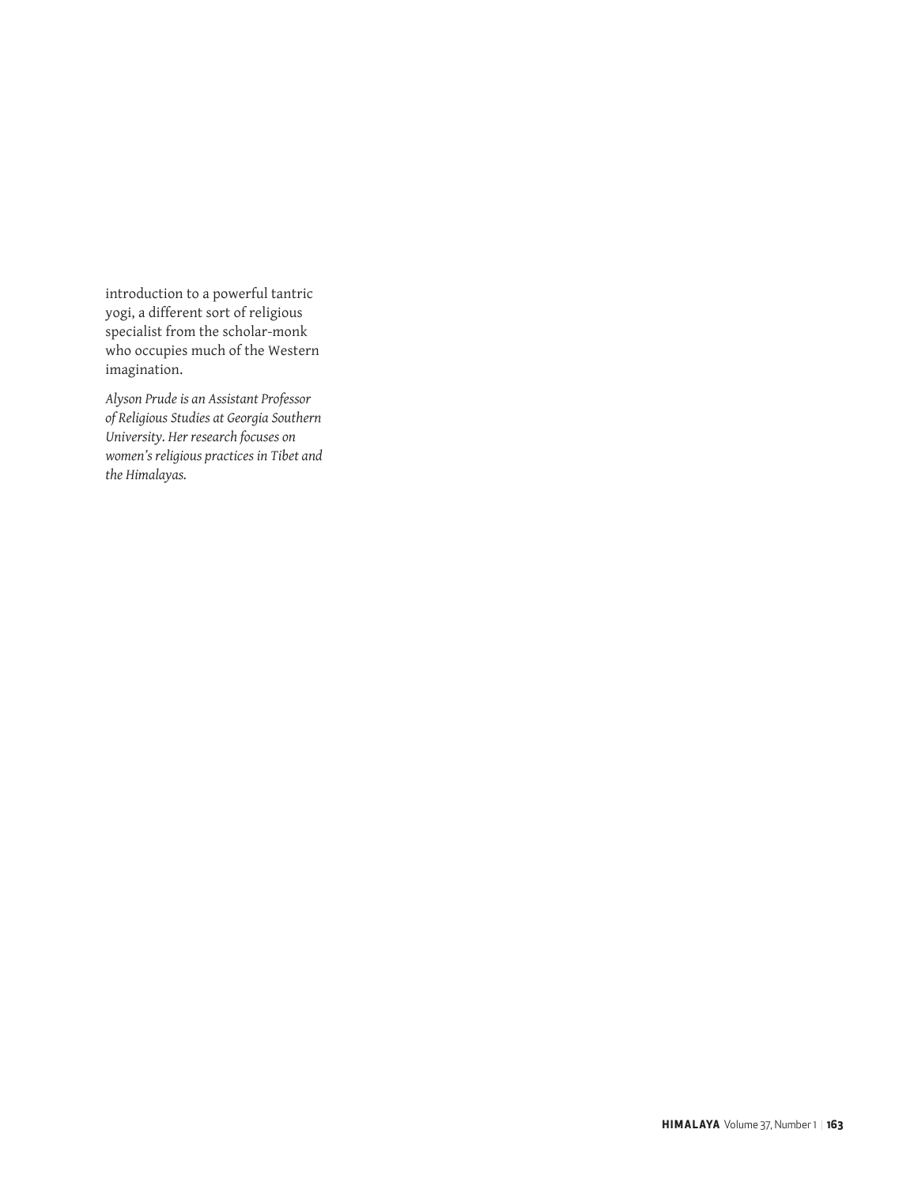introduction to a powerful tantric yogi, a different sort of religious specialist from the scholar-monk who occupies much of the Western imagination.

*Alyson Prude is an Assistant Professor of Religious Studies at Georgia Southern University. Her research focuses on women's religious practices in Tibet and the Himalayas.*